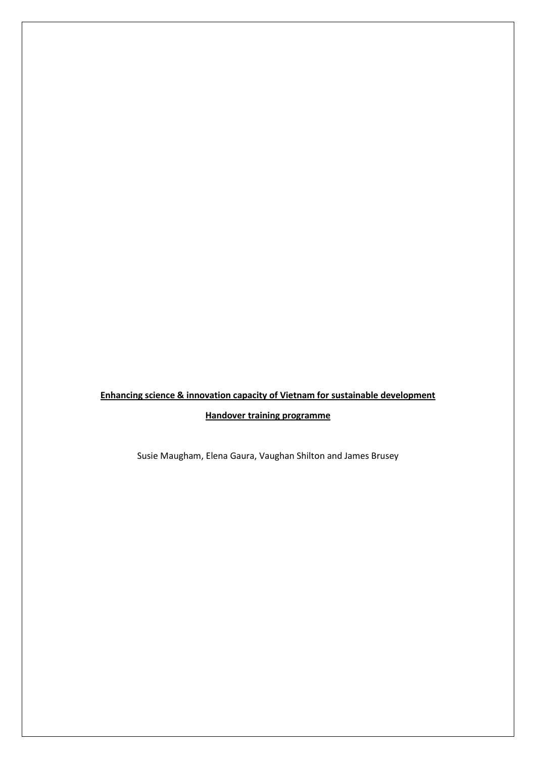**Enhancing science & innovation capacity of Vietnam for sustainable development**

**Handover training programme**

Susie Maugham, Elena Gaura, Vaughan Shilton and James Brusey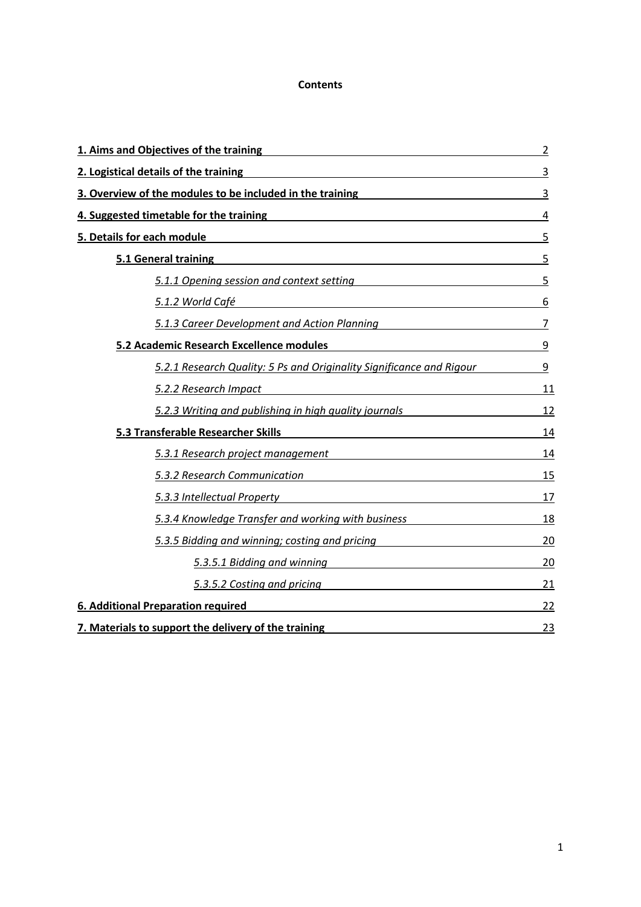**Contents**

| | |
|---|---|
| **1. Aims and Objectives of the training** | 2 |
| **2. Logistical details of the training** | 3 |
| **3. Overview of the modules to be included in the training** | 3 |
| **4. Suggested timetable for the training** | 4 |
| **5. Details for each module** | 5 |
| &nbsp;&nbsp;&nbsp;&nbsp;**5.1 General training** | 5 |
| &nbsp;&nbsp;&nbsp;&nbsp;&nbsp;&nbsp;&nbsp;&nbsp;*5.1.1 Opening session and context setting* | 5 |
| &nbsp;&nbsp;&nbsp;&nbsp;&nbsp;&nbsp;&nbsp;&nbsp;*5.1.2 World Café* | 6 |
| &nbsp;&nbsp;&nbsp;&nbsp;&nbsp;&nbsp;&nbsp;&nbsp;*5.1.3 Career Development and Action Planning* | 7 |
| &nbsp;&nbsp;&nbsp;&nbsp;**5.2 Academic Research Excellence modules** | 9 |
| &nbsp;&nbsp;&nbsp;&nbsp;&nbsp;&nbsp;&nbsp;&nbsp;*5.2.1 Research Quality: 5 Ps and Originality Significance and Rigour* | 9 |
| &nbsp;&nbsp;&nbsp;&nbsp;&nbsp;&nbsp;&nbsp;&nbsp;*5.2.2 Research Impact* | 11 |
| &nbsp;&nbsp;&nbsp;&nbsp;&nbsp;&nbsp;&nbsp;&nbsp;*5.2.3 Writing and publishing in high quality journals* | 12 |
| &nbsp;&nbsp;&nbsp;&nbsp;**5.3 Transferable Researcher Skills** | 14 |
| &nbsp;&nbsp;&nbsp;&nbsp;&nbsp;&nbsp;&nbsp;&nbsp;*5.3.1 Research project management* | 14 |
| &nbsp;&nbsp;&nbsp;&nbsp;&nbsp;&nbsp;&nbsp;&nbsp;*5.3.2 Research Communication* | 15 |
| &nbsp;&nbsp;&nbsp;&nbsp;&nbsp;&nbsp;&nbsp;&nbsp;*5.3.3 Intellectual Property* | 17 |
| &nbsp;&nbsp;&nbsp;&nbsp;&nbsp;&nbsp;&nbsp;&nbsp;*5.3.4 Knowledge Transfer and working with business* | 18 |
| &nbsp;&nbsp;&nbsp;&nbsp;&nbsp;&nbsp;&nbsp;&nbsp;*5.3.5 Bidding and winning; costing and pricing* | 20 |
| &nbsp;&nbsp;&nbsp;&nbsp;&nbsp;&nbsp;&nbsp;&nbsp;&nbsp;&nbsp;&nbsp;&nbsp;*5.3.5.1 Bidding and winning* | 20 |
| &nbsp;&nbsp;&nbsp;&nbsp;&nbsp;&nbsp;&nbsp;&nbsp;&nbsp;&nbsp;&nbsp;&nbsp;*5.3.5.2 Costing and pricing* | 21 |
| **6. Additional Preparation required** | 22 |
| **7. Materials to support the delivery of the training** | 23 |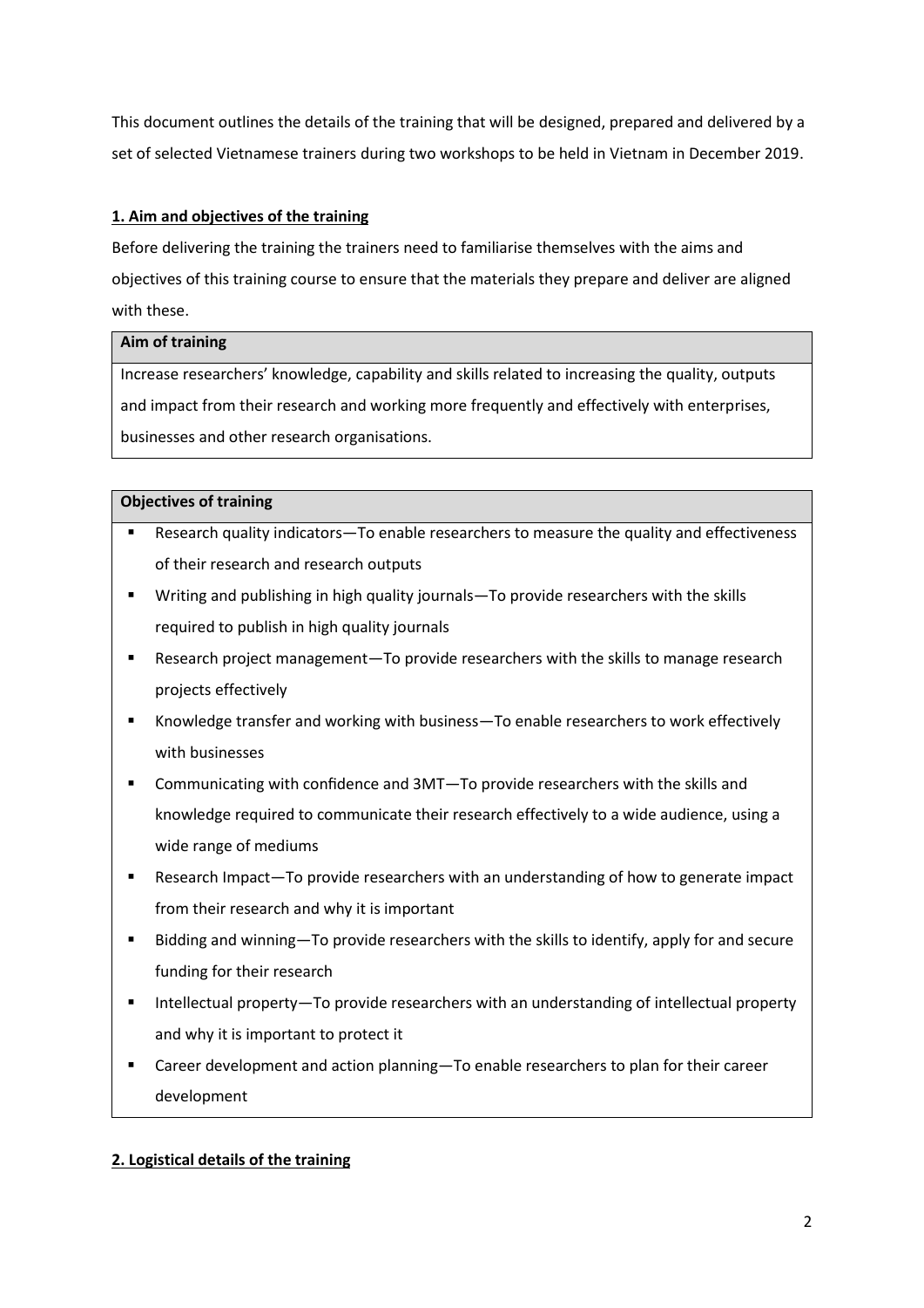This document outlines the details of the training that will be designed, prepared and delivered by a set of selected Vietnamese trainers during two workshops to be held in Vietnam in December 2019.

## 1. Aim and objectives of the training

Before delivering the training the trainers need to familiarise themselves with the aims and objectives of this training course to ensure that the materials they prepare and deliver are aligned with these.

| **Aim of training** |
| --- |
| Increase researchers' knowledge, capability and skills related to increasing the quality, outputs and impact from their research and working more frequently and effectively with enterprises, businesses and other research organisations. |

**Objectives of training**

- Research quality indicators—To enable researchers to measure the quality and effectiveness of their research and research outputs
- Writing and publishing in high quality journals—To provide researchers with the skills required to publish in high quality journals
- Research project management—To provide researchers with the skills to manage research projects effectively
- Knowledge transfer and working with business—To enable researchers to work effectively with businesses
- Communicating with confidence and 3MT—To provide researchers with the skills and knowledge required to communicate their research effectively to a wide audience, using a wide range of mediums
- Research Impact—To provide researchers with an understanding of how to generate impact from their research and why it is important
- Bidding and winning—To provide researchers with the skills to identify, apply for and secure funding for their research
- Intellectual property—To provide researchers with an understanding of intellectual property and why it is important to protect it
- Career development and action planning—To enable researchers to plan for their career development

## 2. Logistical details of the training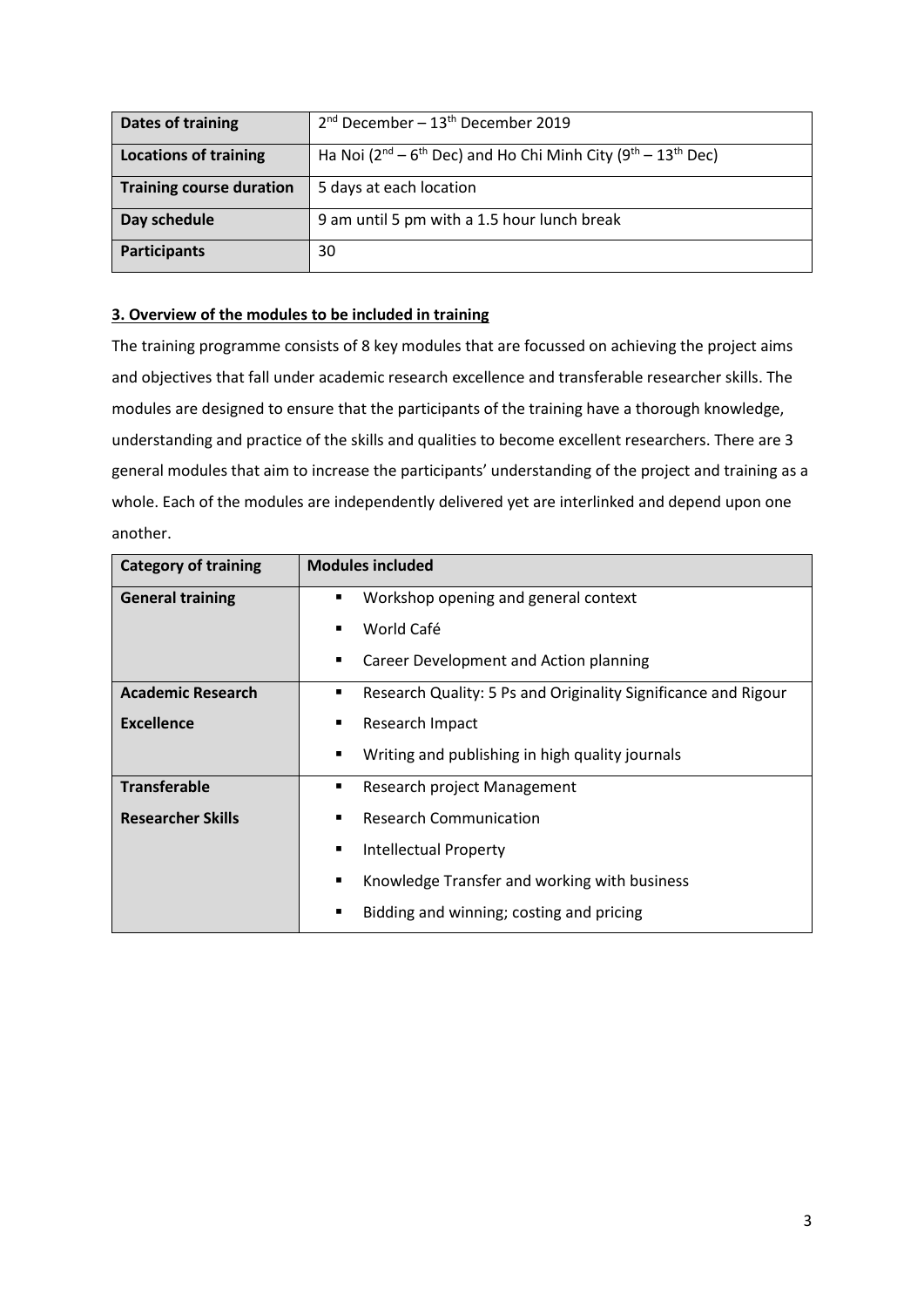| Dates of training | 2nd December – 13th December 2019 |
|---|---|
| Locations of training | Ha Noi (2nd – 6th Dec) and Ho Chi Minh City (9th – 13th Dec) |
| Training course duration | 5 days at each location |
| Day schedule | 9 am until 5 pm with a 1.5 hour lunch break |
| Participants | 30 |

### 3. Overview of the modules to be included in training

The training programme consists of 8 key modules that are focussed on achieving the project aims and objectives that fall under academic research excellence and transferable researcher skills. The modules are designed to ensure that the participants of the training have a thorough knowledge, understanding and practice of the skills and qualities to become excellent researchers. There are 3 general modules that aim to increase the participants' understanding of the project and training as a whole. Each of the modules are independently delivered yet are interlinked and depend upon one another.

| Category of training | Modules included |
|---|---|
| **General training** | ▪ Workshop opening and general context<br>▪ World Café<br>▪ Career Development and Action planning |
| **Academic Research Excellence** | ▪ Research Quality: 5 Ps and Originality Significance and Rigour<br>▪ Research Impact<br>▪ Writing and publishing in high quality journals |
| **Transferable Researcher Skills** | ▪ Research project Management<br>▪ Research Communication<br>▪ Intellectual Property<br>▪ Knowledge Transfer and working with business<br>▪ Bidding and winning; costing and pricing |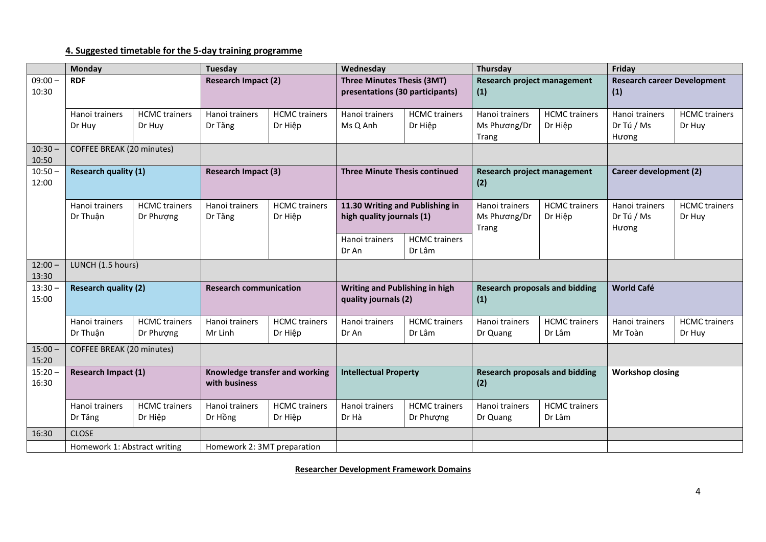#### 4. Suggested timetable for the 5-day training programme

| | Monday | | Tuesday | | Wednesday | | Thursday | | Friday | |
|---|---|---|---|---|---|---|---|---|---|---|
| 09:00 – 10:30 | **RDF** | | **Research Impact (2)** | | **Three Minutes Thesis (3MT) presentations (30 participants)** | | **Research project management (1)** | | **Research career Development (1)** | |
| | Hanoi trainers Dr Huy | HCMC trainers Dr Huy | Hanoi trainers Dr Tăng | HCMC trainers Dr Hiệp | Hanoi trainers Ms Q Anh | HCMC trainers Dr Hiệp | Hanoi trainers Ms Phương/Dr Trang | HCMC trainers Dr Hiệp | Hanoi trainers Dr Tú / Ms Hương | HCMC trainers Dr Huy |
| 10:30 – 10:50 | COFFEE BREAK (20 minutes) | | | | | | | | | |
| 10:50 – 12:00 | **Research quality (1)** | | **Research Impact (3)** | | **Three Minute Thesis continued** | | **Research project management (2)** | | **Career development (2)** | |
| | Hanoi trainers Dr Thuận | HCMC trainers Dr Phượng | Hanoi trainers Dr Tăng | HCMC trainers Dr Hiệp | **11.30 Writing and Publishing in high quality journals (1)** | | Hanoi trainers Ms Phương/Dr Trang | HCMC trainers Dr Hiệp | Hanoi trainers Dr Tú / Ms Hương | HCMC trainers Dr Huy |
| | | | | | Hanoi trainers Dr An | HCMC trainers Dr Lâm | | | | |
| 12:00 – 13:30 | LUNCH (1.5 hours) | | | | | | | | | |
| 13:30 – 15:00 | **Research quality (2)** | | **Research communication** | | **Writing and Publishing in high quality journals (2)** | | **Research proposals and bidding (1)** | | **World Café** | |
| | Hanoi trainers Dr Thuận | HCMC trainers Dr Phượng | Hanoi trainers Mr Linh | HCMC trainers Dr Hiệp | Hanoi trainers Dr An | HCMC trainers Dr Lâm | Hanoi trainers Dr Quang | HCMC trainers Dr Lâm | Hanoi trainers Mr Toàn | HCMC trainers Dr Huy |
| 15:00 – 15:20 | COFFEE BREAK (20 minutes) | | | | | | | | | |
| 15:20 – 16:30 | **Research Impact (1)** | | **Knowledge transfer and working with business** | | **Intellectual Property** | | **Research proposals and bidding (2)** | | **Workshop closing** | |
| | Hanoi trainers Dr Tăng | HCMC trainers Dr Hiệp | Hanoi trainers Dr Hồng | HCMC trainers Dr Hiệp | Hanoi trainers Dr Hà | HCMC trainers Dr Phượng | Hanoi trainers Dr Quang | HCMC trainers Dr Lâm | | |
| 16:30 | CLOSE | | | | | | | | | |
| | Homework 1: Abstract writing | | Homework 2: 3MT preparation | | | | | | | |

**Researcher Development Framework Domains**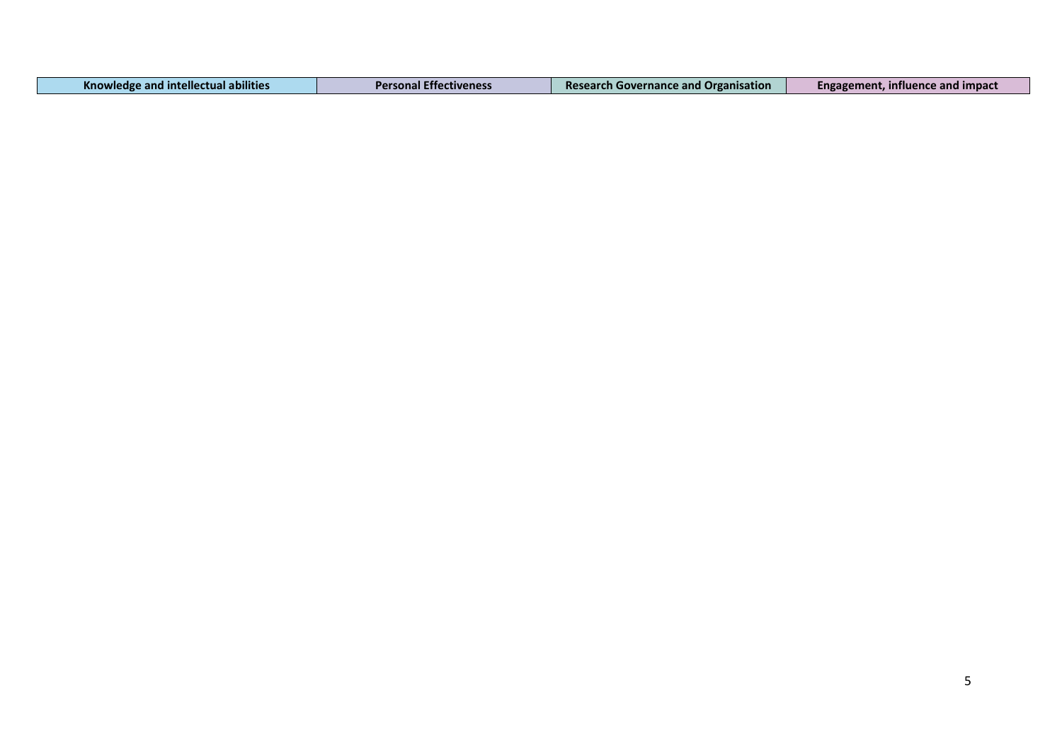| Knowledge and intellectual abilities | Personal Effectiveness | Research Governance and Organisation | Engagement, influence and impact |
| --- | --- | --- | --- |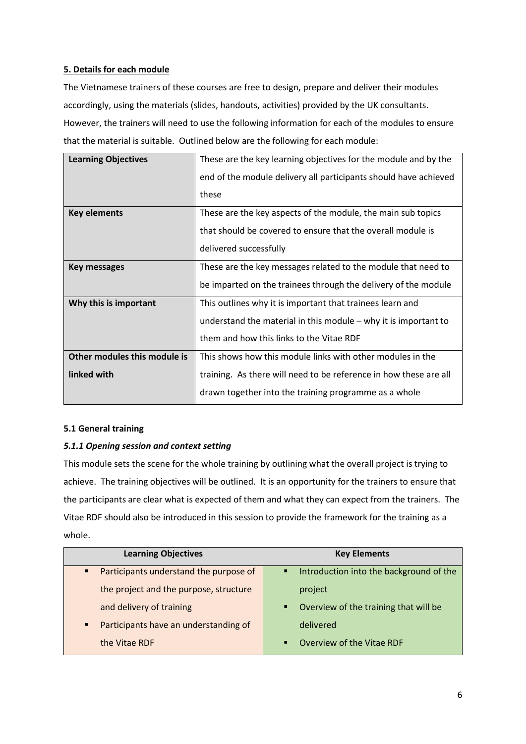**5. Details for each module**

The Vietnamese trainers of these courses are free to design, prepare and deliver their modules accordingly, using the materials (slides, handouts, activities) provided by the UK consultants. However, the trainers will need to use the following information for each of the modules to ensure that the material is suitable. Outlined below are the following for each module:

| | |
|---|---|
| **Learning Objectives** | These are the key learning objectives for the module and by the end of the module delivery all participants should have achieved these |
| **Key elements** | These are the key aspects of the module, the main sub topics that should be covered to ensure that the overall module is delivered successfully |
| **Key messages** | These are the key messages related to the module that need to be imparted on the trainees through the delivery of the module |
| **Why this is important** | This outlines why it is important that trainees learn and understand the material in this module – why it is important to them and how this links to the Vitae RDF |
| **Other modules this module is linked with** | This shows how this module links with other modules in the training. As there will need to be reference in how these are all drawn together into the training programme as a whole |

**5.1 General training**

***5.1.1 Opening session and context setting***

This module sets the scene for the whole training by outlining what the overall project is trying to achieve. The training objectives will be outlined. It is an opportunity for the trainers to ensure that the participants are clear what is expected of them and what they can expect from the trainers. The Vitae RDF should also be introduced in this session to provide the framework for the training as a whole.

| Learning Objectives | Key Elements |
|---|---|
| ▪ Participants understand the purpose of the project and the purpose, structure and delivery of training<br>▪ Participants have an understanding of the Vitae RDF | ▪ Introduction into the background of the project<br>▪ Overview of the training that will be delivered<br>▪ Overview of the Vitae RDF |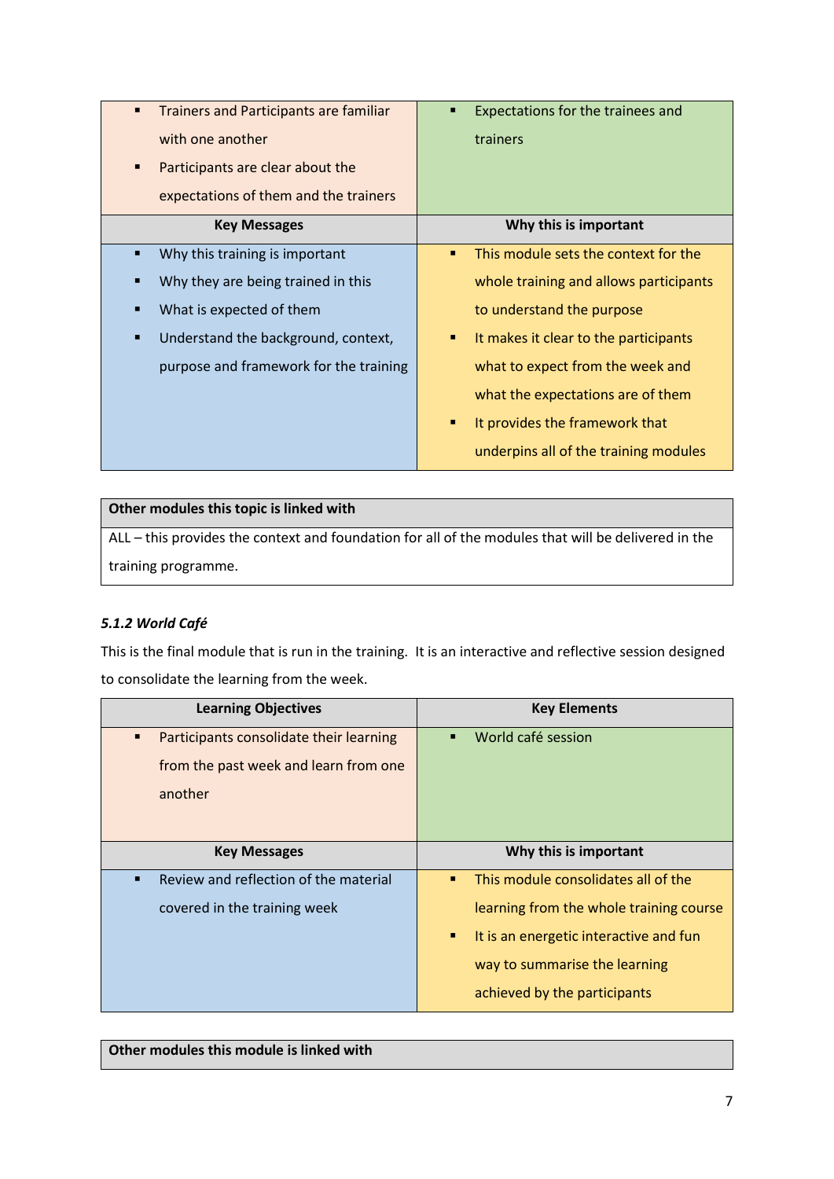| | |
|---|---|
| ▪ Trainers and Participants are familiar with one another<br>▪ Participants are clear about the expectations of them and the trainers | ▪ Expectations for the trainees and trainers |
| **Key Messages** | **Why this is important** |
| ▪ Why this training is important<br>▪ Why they are being trained in this<br>▪ What is expected of them<br>▪ Understand the background, context, purpose and framework for the training | ▪ This module sets the context for the whole training and allows participants to understand the purpose<br>▪ It makes it clear to the participants what to expect from the week and what the expectations are of them<br>▪ It provides the framework that underpins all of the training modules |

| Other modules this topic is linked with |
|---|
| ALL – this provides the context and foundation for all of the modules that will be delivered in the training programme. |

### *5.1.2 World Café*

This is the final module that is run in the training. It is an interactive and reflective session designed to consolidate the learning from the week.

| Learning Objectives | Key Elements |
|---|---|
| ▪ Participants consolidate their learning from the past week and learn from one another | ▪ World café session |
| **Key Messages** | **Why this is important** |
| ▪ Review and reflection of the material covered in the training week | ▪ This module consolidates all of the learning from the whole training course<br>▪ It is an energetic interactive and fun way to summarise the learning achieved by the participants |

| Other modules this module is linked with |
|---|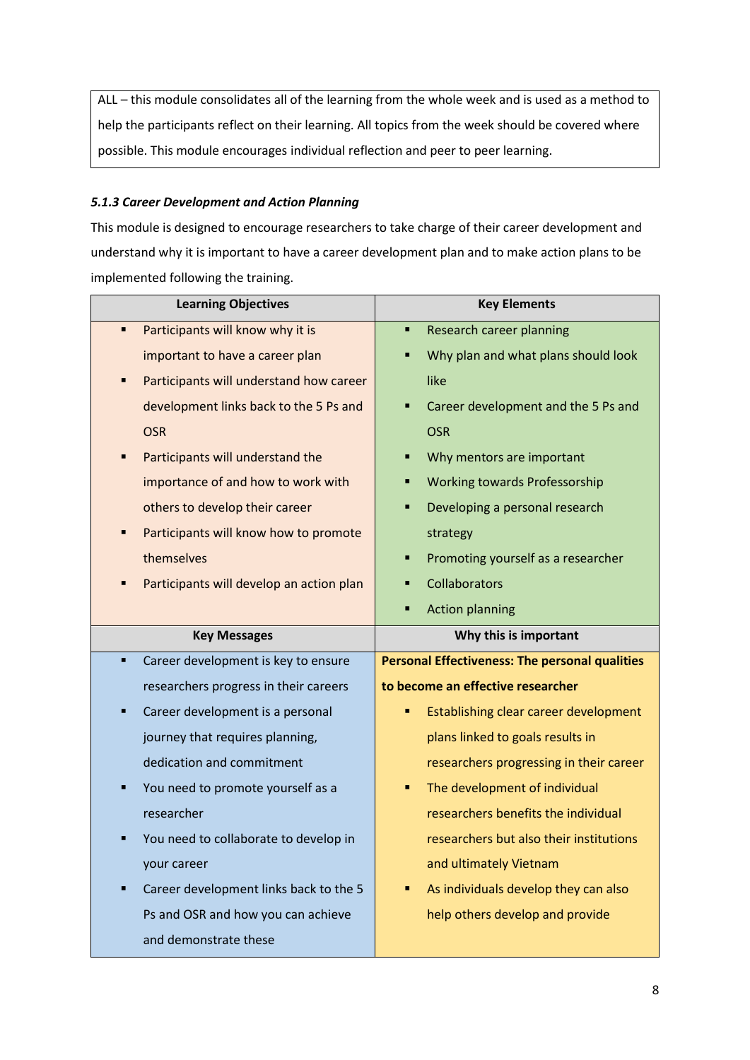| ALL – this module consolidates all of the learning from the whole week and is used as a method to help the participants reflect on their learning. All topics from the week should be covered where possible. This module encourages individual reflection and peer to peer learning. |
|---|

### *5.1.3 Career Development and Action Planning*

This module is designed to encourage researchers to take charge of their career development and understand why it is important to have a career development plan and to make action plans to be implemented following the training.

| Learning Objectives | Key Elements |
|---|---|
| ▪ Participants will know why it is important to have a career plan<br>▪ Participants will understand how career development links back to the 5 Ps and OSR<br>▪ Participants will understand the importance of and how to work with others to develop their career<br>▪ Participants will know how to promote themselves<br>▪ Participants will develop an action plan | ▪ Research career planning<br>▪ Why plan and what plans should look like<br>▪ Career development and the 5 Ps and OSR<br>▪ Why mentors are important<br>▪ Working towards Professorship<br>▪ Developing a personal research strategy<br>▪ Promoting yourself as a researcher<br>▪ Collaborators<br>▪ Action planning |
| **Key Messages** | **Why this is important** |
| ▪ Career development is key to ensure researchers progress in their careers<br>▪ Career development is a personal journey that requires planning, dedication and commitment<br>▪ You need to promote yourself as a researcher<br>▪ You need to collaborate to develop in your career<br>▪ Career development links back to the 5 Ps and OSR and how you can achieve and demonstrate these | **Personal Effectiveness: The personal qualities to become an effective researcher**<br>▪ Establishing clear career development plans linked to goals results in researchers progressing in their career<br>▪ The development of individual researchers benefits the individual researchers but also their institutions and ultimately Vietnam<br>▪ As individuals develop they can also help others develop and provide |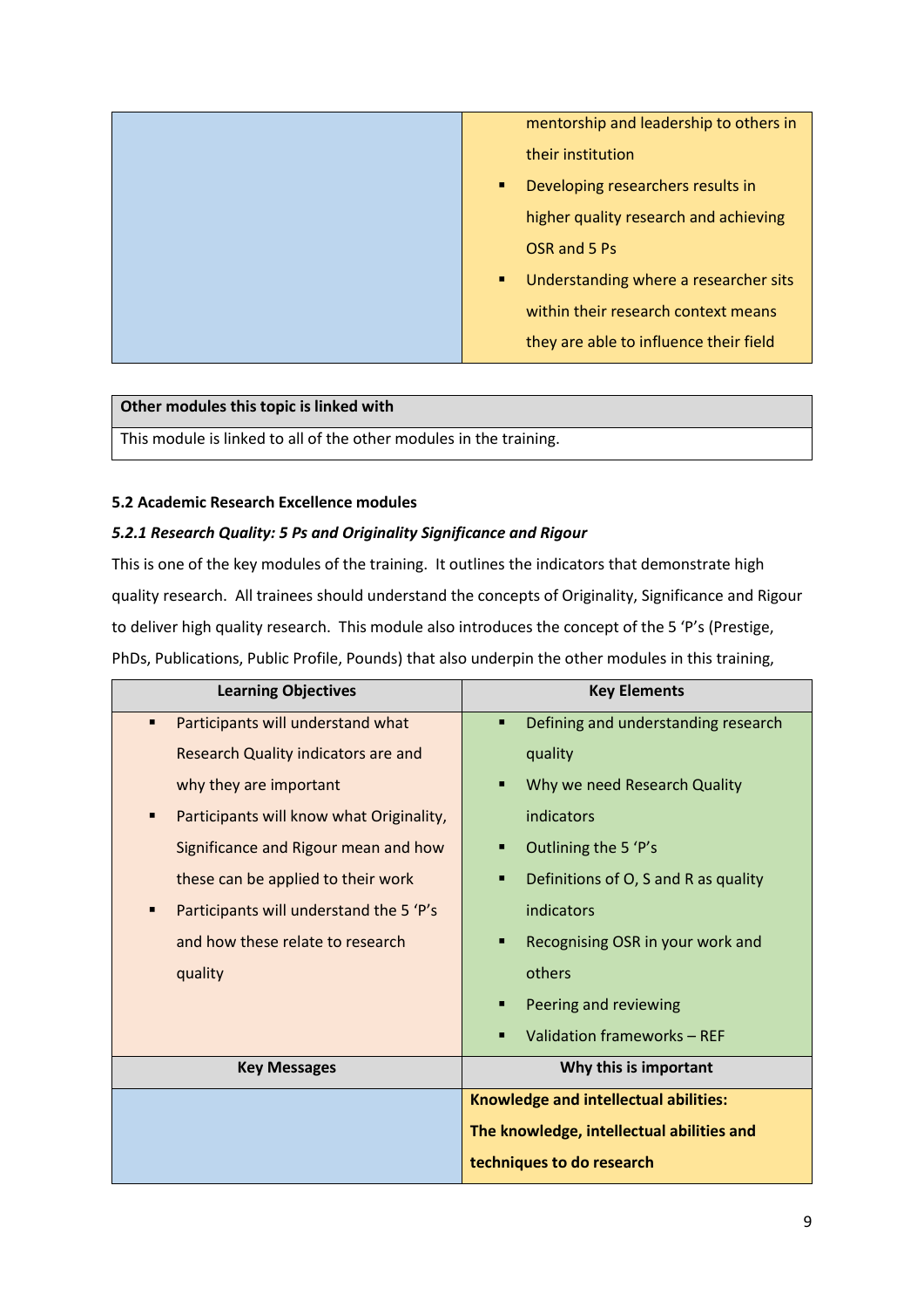| | |
|---|---|
| | mentorship and leadership to others in their institution<br>▪ Developing researchers results in higher quality research and achieving OSR and 5 Ps<br>▪ Understanding where a researcher sits within their research context means they are able to influence their field |

| Other modules this topic is linked with |
|---|
| This module is linked to all of the other modules in the training. |

**5.2 Academic Research Excellence modules**

***5.2.1 Research Quality: 5 Ps and Originality Significance and Rigour***

This is one of the key modules of the training. It outlines the indicators that demonstrate high quality research. All trainees should understand the concepts of Originality, Significance and Rigour to deliver high quality research. This module also introduces the concept of the 5 'P's (Prestige, PhDs, Publications, Public Profile, Pounds) that also underpin the other modules in this training,

| Learning Objectives | Key Elements |
|---|---|
| ▪ Participants will understand what Research Quality indicators are and why they are important<br>▪ Participants will know what Originality, Significance and Rigour mean and how these can be applied to their work<br>▪ Participants will understand the 5 'P's and how these relate to research quality | ▪ Defining and understanding research quality<br>▪ Why we need Research Quality indicators<br>▪ Outlining the 5 'P's<br>▪ Definitions of O, S and R as quality indicators<br>▪ Recognising OSR in your work and others<br>▪ Peering and reviewing<br>▪ Validation frameworks – REF |
| **Key Messages** | **Why this is important** |
| | **Knowledge and intellectual abilities: The knowledge, intellectual abilities and techniques to do research** |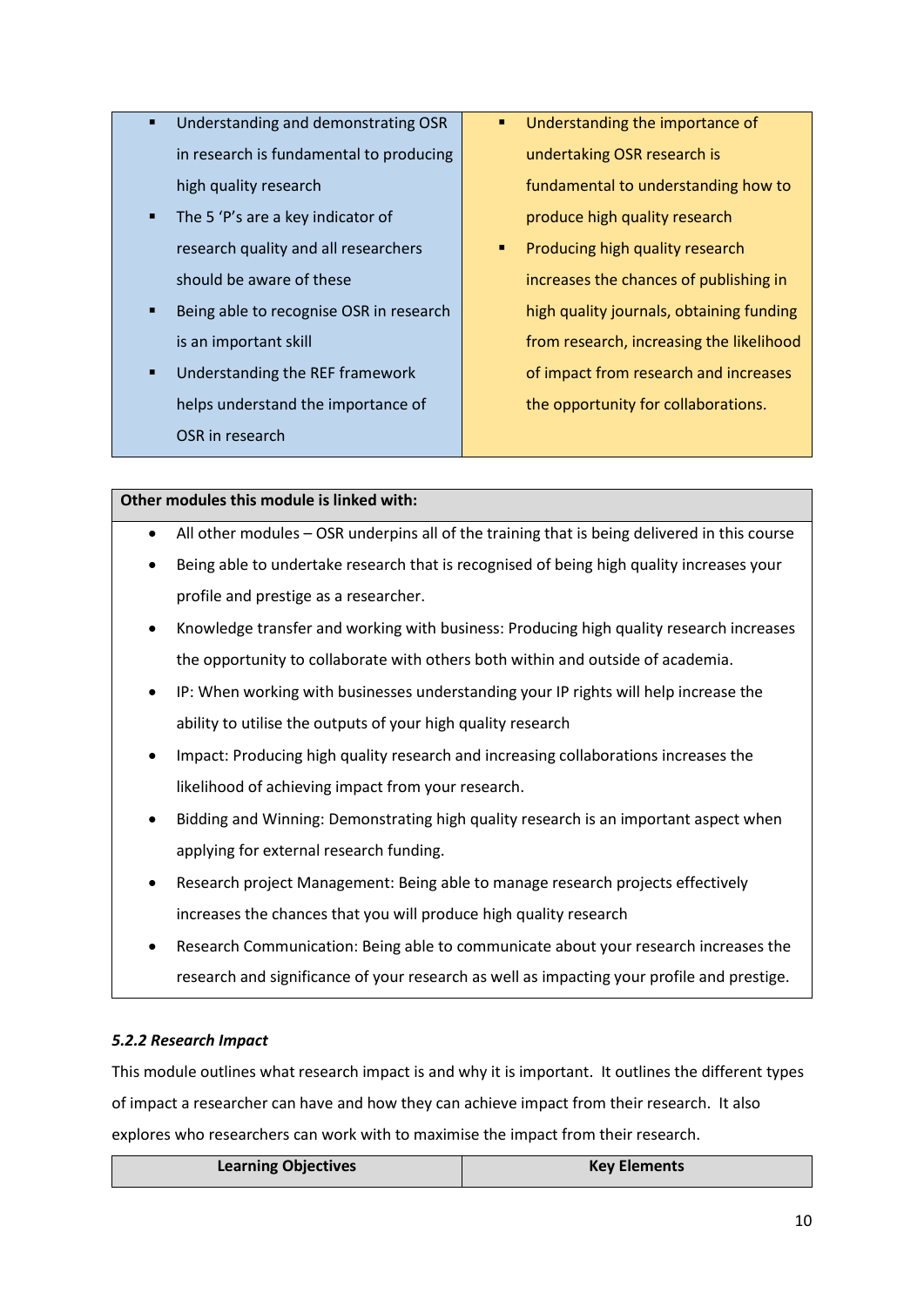| | |
|---|---|
| ▪ Understanding and demonstrating OSR in research is fundamental to producing high quality research<br>▪ The 5 'P's are a key indicator of research quality and all researchers should be aware of these<br>▪ Being able to recognise OSR in research is an important skill<br>▪ Understanding the REF framework helps understand the importance of OSR in research | ▪ Understanding the importance of undertaking OSR research is fundamental to understanding how to produce high quality research<br>▪ Producing high quality research increases the chances of publishing in high quality journals, obtaining funding from research, increasing the likelihood of impact from research and increases the opportunity for collaborations. |

| **Other modules this module is linked with:** |
|---|
| • All other modules – OSR underpins all of the training that is being delivered in this course<br>• Being able to undertake research that is recognised of being high quality increases your profile and prestige as a researcher.<br>• Knowledge transfer and working with business: Producing high quality research increases the opportunity to collaborate with others both within and outside of academia.<br>• IP: When working with businesses understanding your IP rights will help increase the ability to utilise the outputs of your high quality research<br>• Impact: Producing high quality research and increasing collaborations increases the likelihood of achieving impact from your research.<br>• Bidding and Winning: Demonstrating high quality research is an important aspect when applying for external research funding.<br>• Research project Management: Being able to manage research projects effectively increases the chances that you will produce high quality research<br>• Research Communication: Being able to communicate about your research increases the research and significance of your research as well as impacting your profile and prestige. |

### *5.2.2 Research Impact*

This module outlines what research impact is and why it is important. It outlines the different types of impact a researcher can have and how they can achieve impact from their research. It also explores who researchers can work with to maximise the impact from their research.

| Learning Objectives | Key Elements |
|---|---|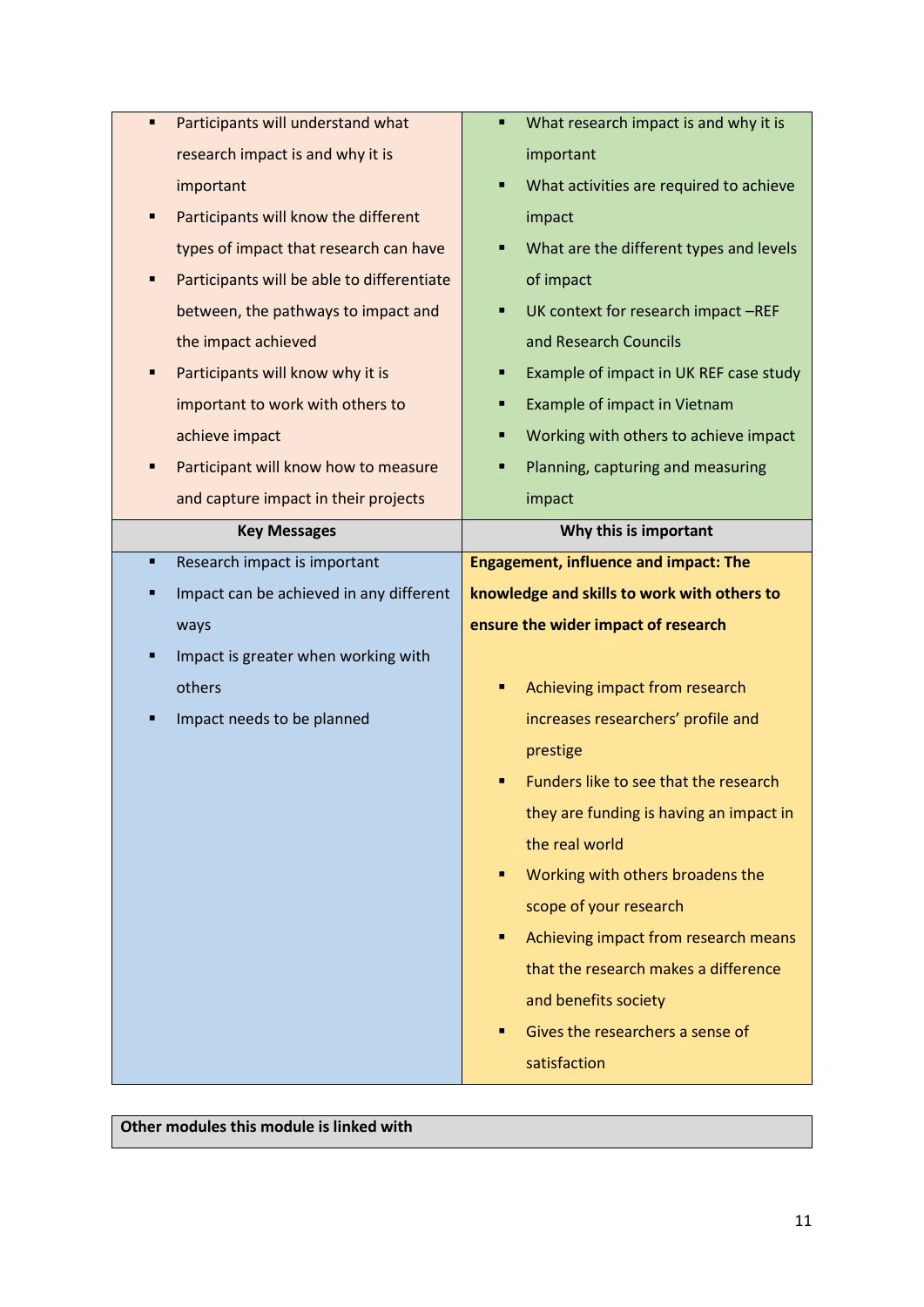| | |
|---|---|
| ▪ Participants will understand what research impact is and why it is important<br>▪ Participants will know the different types of impact that research can have<br>▪ Participants will be able to differentiate between, the pathways to impact and the impact achieved<br>▪ Participants will know why it is important to work with others to achieve impact<br>▪ Participant will know how to measure and capture impact in their projects | ▪ What research impact is and why it is important<br>▪ What activities are required to achieve impact<br>▪ What are the different types and levels of impact<br>▪ UK context for research impact –REF and Research Councils<br>▪ Example of impact in UK REF case study<br>▪ Example of impact in Vietnam<br>▪ Working with others to achieve impact<br>▪ Planning, capturing and measuring impact |
| **Key Messages** | **Why this is important** |
| ▪ Research impact is important<br>▪ Impact can be achieved in any different ways<br>▪ Impact is greater when working with others<br>▪ Impact needs to be planned | **Engagement, influence and impact: The knowledge and skills to work with others to ensure the wider impact of research**<br><br>▪ Achieving impact from research increases researchers' profile and prestige<br>▪ Funders like to see that the research they are funding is having an impact in the real world<br>▪ Working with others broadens the scope of your research<br>▪ Achieving impact from research means that the research makes a difference and benefits society<br>▪ Gives the researchers a sense of satisfaction |

| **Other modules this module is linked with** |
|---|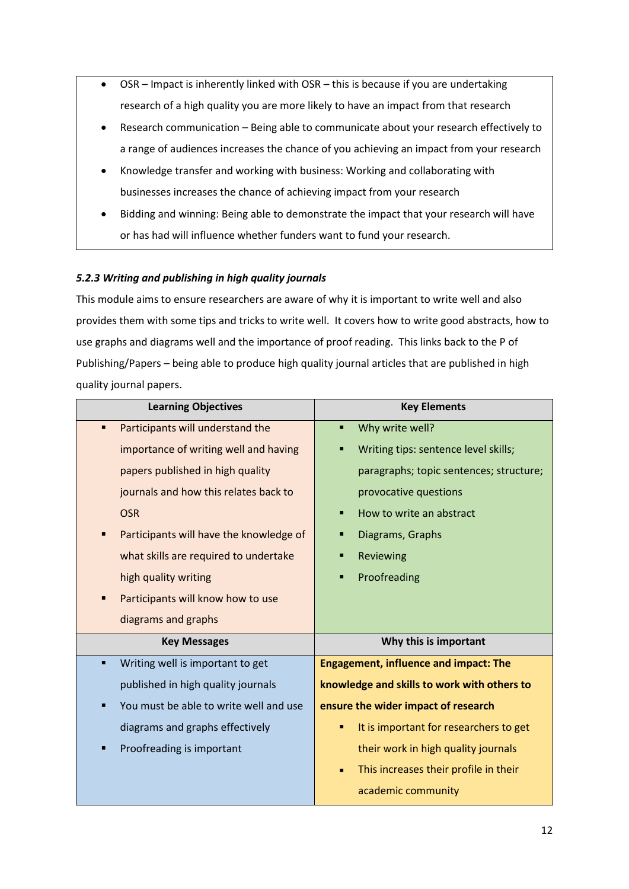- OSR – Impact is inherently linked with OSR – this is because if you are undertaking research of a high quality you are more likely to have an impact from that research
- Research communication – Being able to communicate about your research effectively to a range of audiences increases the chance of you achieving an impact from your research
- Knowledge transfer and working with business: Working and collaborating with businesses increases the chance of achieving impact from your research
- Bidding and winning: Being able to demonstrate the impact that your research will have or has had will influence whether funders want to fund your research.

### *5.2.3 Writing and publishing in high quality journals*

This module aims to ensure researchers are aware of why it is important to write well and also provides them with some tips and tricks to write well. It covers how to write good abstracts, how to use graphs and diagrams well and the importance of proof reading. This links back to the P of Publishing/Papers – being able to produce high quality journal articles that are published in high quality journal papers.

| Learning Objectives | Key Elements |
|---|---|
| ▪ Participants will understand the importance of writing well and having papers published in high quality journals and how this relates back to OSR<br>▪ Participants will have the knowledge of what skills are required to undertake high quality writing<br>▪ Participants will know how to use diagrams and graphs | ▪ Why write well?<br>▪ Writing tips: sentence level skills; paragraphs; topic sentences; structure; provocative questions<br>▪ How to write an abstract<br>▪ Diagrams, Graphs<br>▪ Reviewing<br>▪ Proofreading |
| **Key Messages** | **Why this is important** |
| ▪ Writing well is important to get published in high quality journals<br>▪ You must be able to write well and use diagrams and graphs effectively<br>▪ Proofreading is important | **Engagement, influence and impact: The knowledge and skills to work with others to ensure the wider impact of research**<br>▪ It is important for researchers to get their work in high quality journals<br>▪ This increases their profile in their academic community |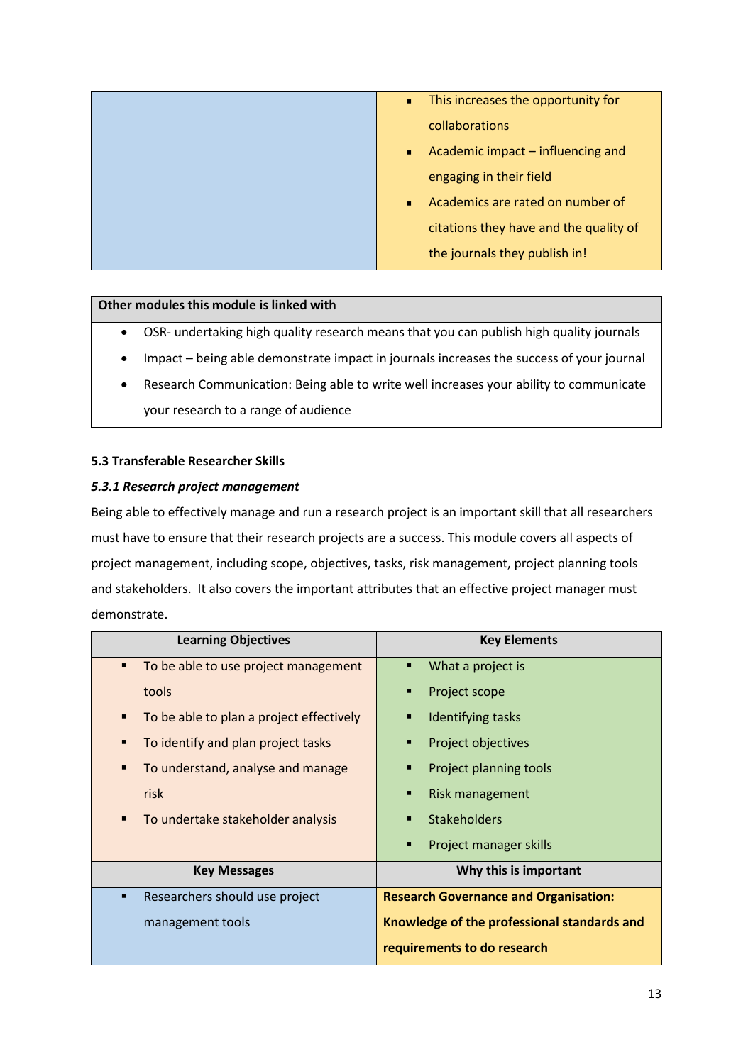| | |
|---|---|
| | ▪ This increases the opportunity for collaborations<br>▪ Academic impact – influencing and engaging in their field<br>▪ Academics are rated on number of citations they have and the quality of the journals they publish in! |

| Other modules this module is linked with |
|---|
| • OSR- undertaking high quality research means that you can publish high quality journals<br>• Impact – being able demonstrate impact in journals increases the success of your journal<br>• Research Communication: Being able to write well increases your ability to communicate your research to a range of audience |

**5.3 Transferable Researcher Skills**

***5.3.1 Research project management***

Being able to effectively manage and run a research project is an important skill that all researchers must have to ensure that their research projects are a success. This module covers all aspects of project management, including scope, objectives, tasks, risk management, project planning tools and stakeholders. It also covers the important attributes that an effective project manager must demonstrate.

| Learning Objectives | Key Elements |
|---|---|
| ▪ To be able to use project management tools<br>▪ To be able to plan a project effectively<br>▪ To identify and plan project tasks<br>▪ To understand, analyse and manage risk<br>▪ To undertake stakeholder analysis | ▪ What a project is<br>▪ Project scope<br>▪ Identifying tasks<br>▪ Project objectives<br>▪ Project planning tools<br>▪ Risk management<br>▪ Stakeholders<br>▪ Project manager skills |
| **Key Messages** | **Why this is important** |
| ▪ Researchers should use project management tools | **Research Governance and Organisation: Knowledge of the professional standards and requirements to do research** |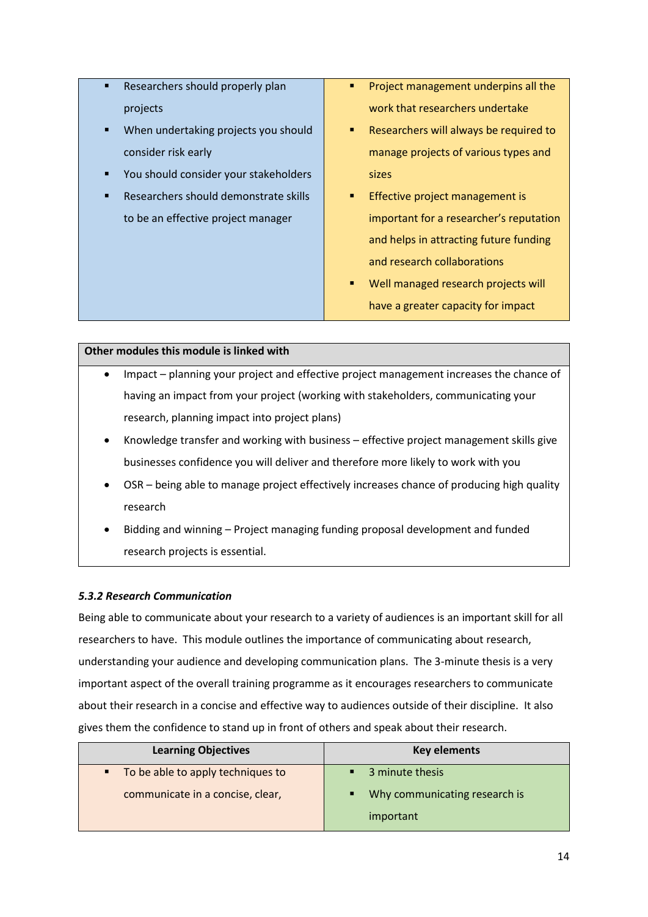| | |
|---|---|
| ▪ Researchers should properly plan projects<br>▪ When undertaking projects you should consider risk early<br>▪ You should consider your stakeholders<br>▪ Researchers should demonstrate skills to be an effective project manager | ▪ Project management underpins all the work that researchers undertake<br>▪ Researchers will always be required to manage projects of various types and sizes<br>▪ Effective project management is important for a researcher's reputation and helps in attracting future funding and research collaborations<br>▪ Well managed research projects will have a greater capacity for impact |

| Other modules this module is linked with |
|---|
| • Impact – planning your project and effective project management increases the chance of having an impact from your project (working with stakeholders, communicating your research, planning impact into project plans)<br>• Knowledge transfer and working with business – effective project management skills give businesses confidence you will deliver and therefore more likely to work with you<br>• OSR – being able to manage project effectively increases chance of producing high quality research<br>• Bidding and winning – Project managing funding proposal development and funded research projects is essential. |

***5.3.2 Research Communication***

Being able to communicate about your research to a variety of audiences is an important skill for all researchers to have. This module outlines the importance of communicating about research, understanding your audience and developing communication plans. The 3-minute thesis is a very important aspect of the overall training programme as it encourages researchers to communicate about their research in a concise and effective way to audiences outside of their discipline. It also gives them the confidence to stand up in front of others and speak about their research.

| Learning Objectives | Key elements |
|---|---|
| ▪ To be able to apply techniques to communicate in a concise, clear, | ▪ 3 minute thesis<br>▪ Why communicating research is important |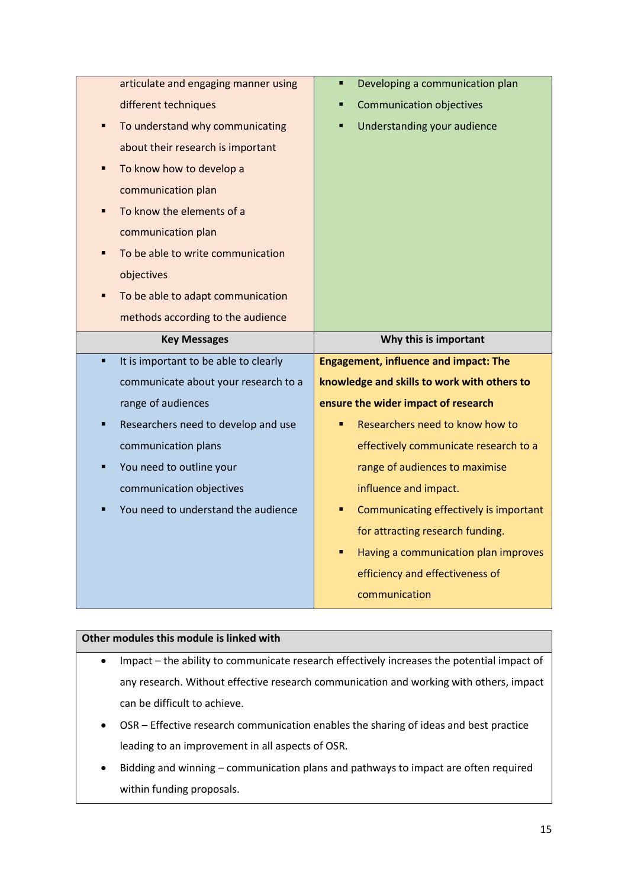| | |
|---|---|
| articulate and engaging manner using different techniques<br>▪ To understand why communicating about their research is important<br>▪ To know how to develop a communication plan<br>▪ To know the elements of a communication plan<br>▪ To be able to write communication objectives<br>▪ To be able to adapt communication methods according to the audience | ▪ Developing a communication plan<br>▪ Communication objectives<br>▪ Understanding your audience |
| **Key Messages** | **Why this is important** |
| ▪ It is important to be able to clearly communicate about your research to a range of audiences<br>▪ Researchers need to develop and use communication plans<br>▪ You need to outline your communication objectives<br>▪ You need to understand the audience | **Engagement, influence and impact: The knowledge and skills to work with others to ensure the wider impact of research**<br>▪ Researchers need to know how to effectively communicate research to a range of audiences to maximise influence and impact.<br>▪ Communicating effectively is important for attracting research funding.<br>▪ Having a communication plan improves efficiency and effectiveness of communication |

| **Other modules this module is linked with** |
|---|
| • Impact – the ability to communicate research effectively increases the potential impact of any research. Without effective research communication and working with others, impact can be difficult to achieve.<br>• OSR – Effective research communication enables the sharing of ideas and best practice leading to an improvement in all aspects of OSR.<br>• Bidding and winning – communication plans and pathways to impact are often required within funding proposals. |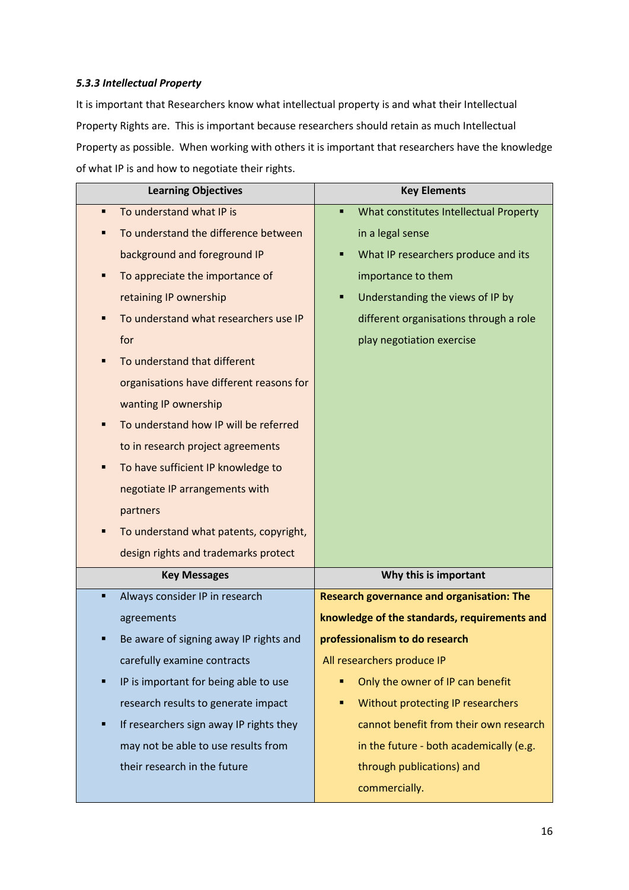### *5.3.3 Intellectual Property*

It is important that Researchers know what intellectual property is and what their Intellectual Property Rights are. This is important because researchers should retain as much Intellectual Property as possible. When working with others it is important that researchers have the knowledge of what IP is and how to negotiate their rights.

| Learning Objectives | Key Elements |
|---|---|
| ▪ To understand what IP is<br>▪ To understand the difference between background and foreground IP<br>▪ To appreciate the importance of retaining IP ownership<br>▪ To understand what researchers use IP for<br>▪ To understand that different organisations have different reasons for wanting IP ownership<br>▪ To understand how IP will be referred to in research project agreements<br>▪ To have sufficient IP knowledge to negotiate IP arrangements with partners<br>▪ To understand what patents, copyright, design rights and trademarks protect | ▪ What constitutes Intellectual Property in a legal sense<br>▪ What IP researchers produce and its importance to them<br>▪ Understanding the views of IP by different organisations through a role play negotiation exercise |
| **Key Messages** | **Why this is important** |
| ▪ Always consider IP in research agreements<br>▪ Be aware of signing away IP rights and carefully examine contracts<br>▪ IP is important for being able to use research results to generate impact<br>▪ If researchers sign away IP rights they may not be able to use results from their research in the future | **Research governance and organisation: The knowledge of the standards, requirements and professionalism to do research**<br>All researchers produce IP<br>▪ Only the owner of IP can benefit<br>▪ Without protecting IP researchers cannot benefit from their own research in the future - both academically (e.g. through publications) and commercially. |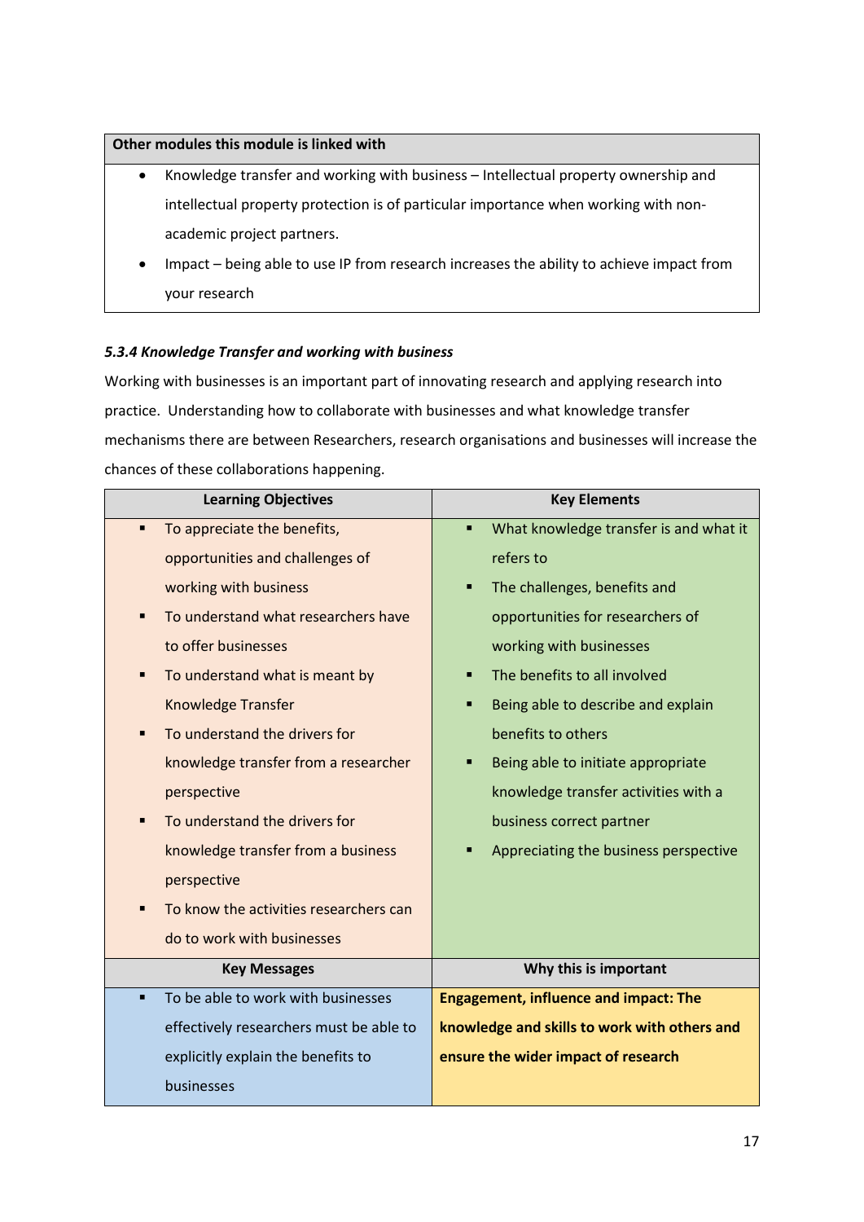| Other modules this module is linked with |
|---|
| • Knowledge transfer and working with business – Intellectual property ownership and intellectual property protection is of particular importance when working with non-academic project partners.<br>• Impact – being able to use IP from research increases the ability to achieve impact from your research |

### *5.3.4 Knowledge Transfer and working with business*

Working with businesses is an important part of innovating research and applying research into practice. Understanding how to collaborate with businesses and what knowledge transfer mechanisms there are between Researchers, research organisations and businesses will increase the chances of these collaborations happening.

| Learning Objectives | Key Elements |
|---|---|
| ▪ To appreciate the benefits, opportunities and challenges of working with business<br>▪ To understand what researchers have to offer businesses<br>▪ To understand what is meant by Knowledge Transfer<br>▪ To understand the drivers for knowledge transfer from a researcher perspective<br>▪ To understand the drivers for knowledge transfer from a business perspective<br>▪ To know the activities researchers can do to work with businesses | ▪ What knowledge transfer is and what it refers to<br>▪ The challenges, benefits and opportunities for researchers of working with businesses<br>▪ The benefits to all involved<br>▪ Being able to describe and explain benefits to others<br>▪ Being able to initiate appropriate knowledge transfer activities with a business correct partner<br>▪ Appreciating the business perspective |
| **Key Messages** | **Why this is important** |
| ▪ To be able to work with businesses effectively researchers must be able to explicitly explain the benefits to businesses | **Engagement, influence and impact: The knowledge and skills to work with others and ensure the wider impact of research** |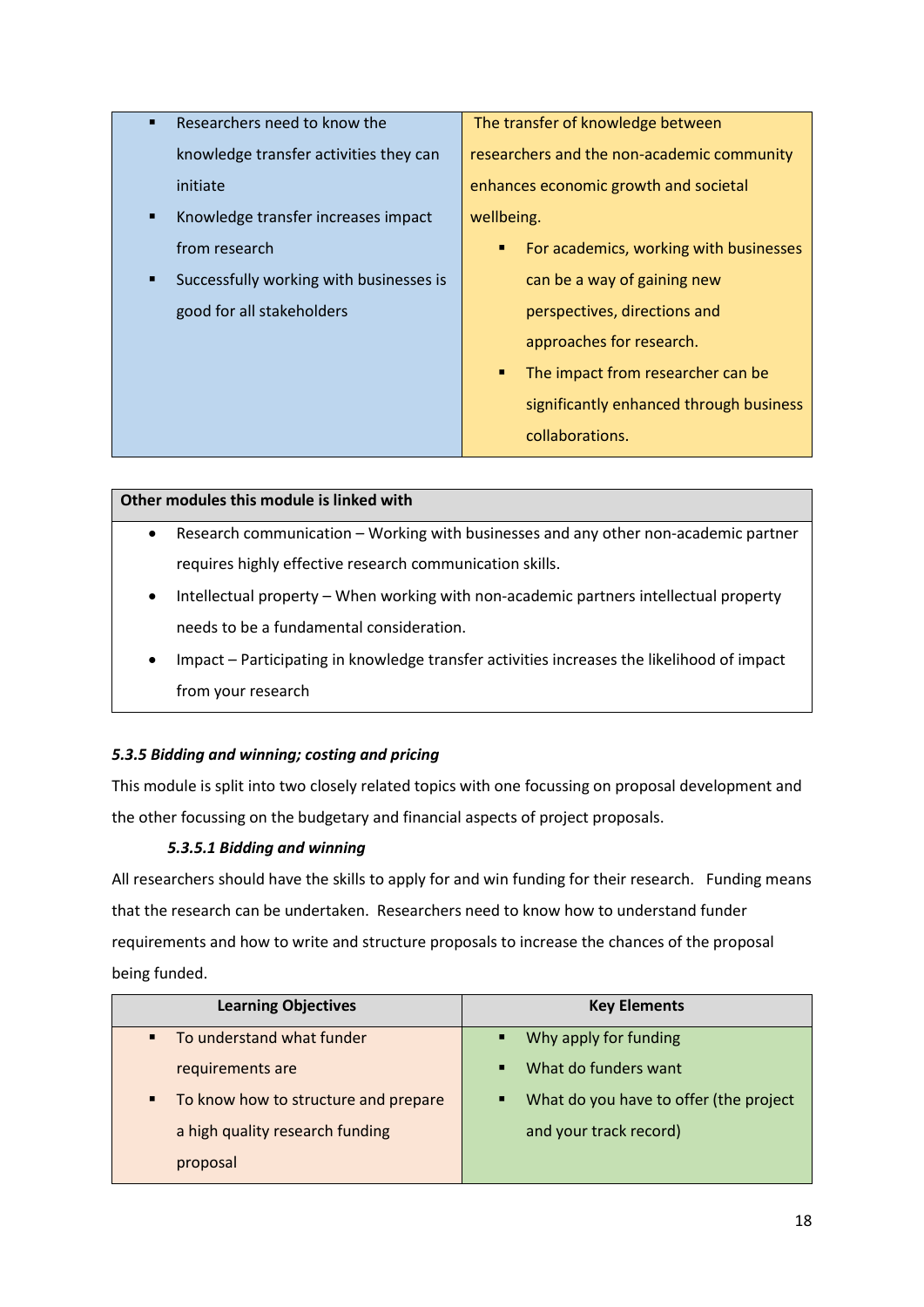| | |
|---|---|
| ▪ Researchers need to know the knowledge transfer activities they can initiate<br>▪ Knowledge transfer increases impact from research<br>▪ Successfully working with businesses is good for all stakeholders | The transfer of knowledge between researchers and the non-academic community enhances economic growth and societal wellbeing.<br>▪ For academics, working with businesses can be a way of gaining new perspectives, directions and approaches for research.<br>▪ The impact from researcher can be significantly enhanced through business collaborations. |

| **Other modules this module is linked with** |
|---|
| • Research communication – Working with businesses and any other non-academic partner requires highly effective research communication skills.<br>• Intellectual property – When working with non-academic partners intellectual property needs to be a fundamental consideration.<br>• Impact – Participating in knowledge transfer activities increases the likelihood of impact from your research |

#### ***5.3.5 Bidding and winning; costing and pricing***

This module is split into two closely related topics with one focussing on proposal development and the other focussing on the budgetary and financial aspects of project proposals.

##### ***5.3.5.1 Bidding and winning***

All researchers should have the skills to apply for and win funding for their research. Funding means that the research can be undertaken. Researchers need to know how to understand funder requirements and how to write and structure proposals to increase the chances of the proposal being funded.

| Learning Objectives | Key Elements |
|---|---|
| ▪ To understand what funder requirements are<br>▪ To know how to structure and prepare a high quality research funding proposal | ▪ Why apply for funding<br>▪ What do funders want<br>▪ What do you have to offer (the project and your track record) |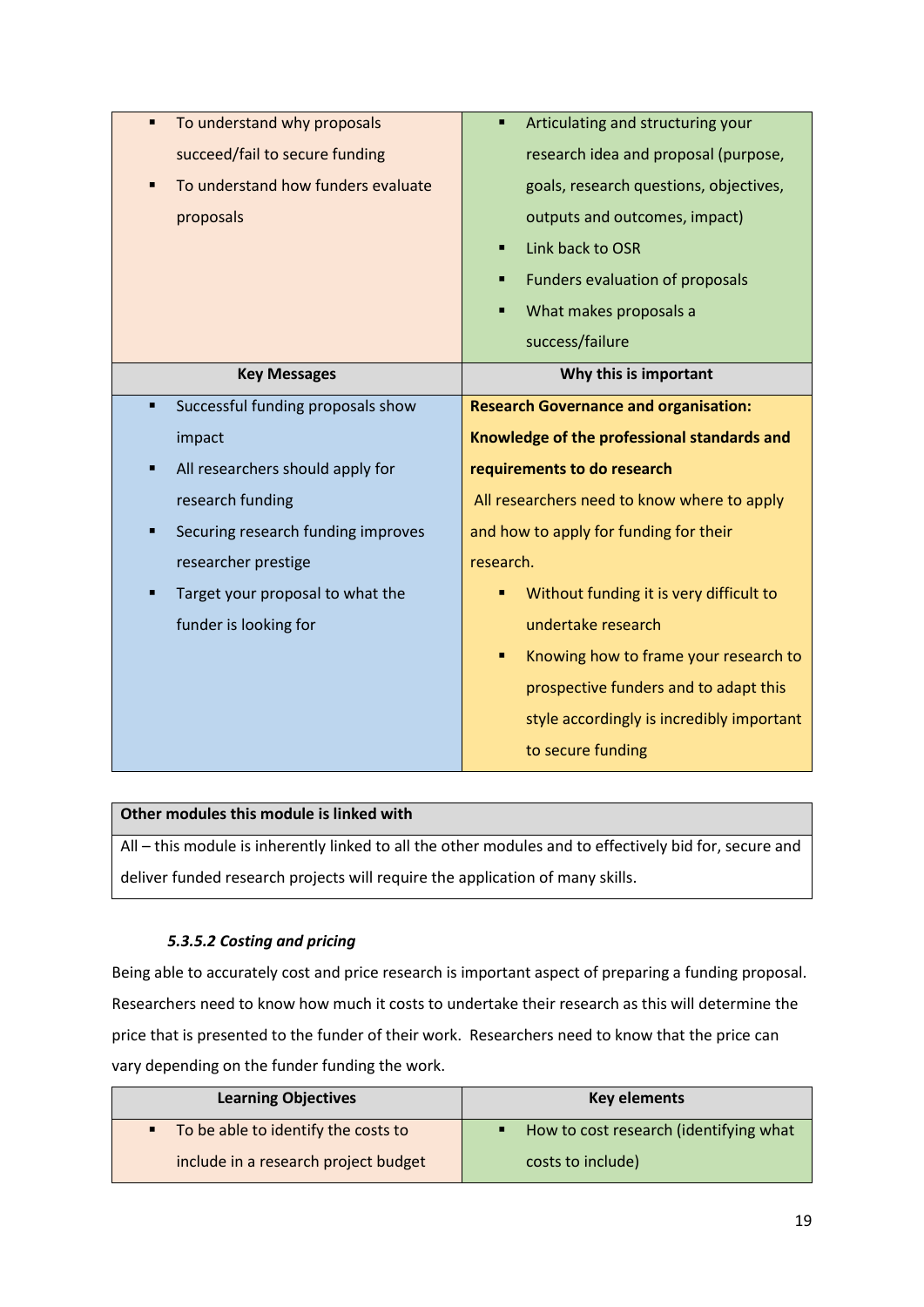| | |
|---|---|
| ▪ To understand why proposals succeed/fail to secure funding<br>▪ To understand how funders evaluate proposals | ▪ Articulating and structuring your research idea and proposal (purpose, goals, research questions, objectives, outputs and outcomes, impact)<br>▪ Link back to OSR<br>▪ Funders evaluation of proposals<br>▪ What makes proposals a success/failure |
| **Key Messages** | **Why this is important** |
| ▪ Successful funding proposals show impact<br>▪ All researchers should apply for research funding<br>▪ Securing research funding improves researcher prestige<br>▪ Target your proposal to what the funder is looking for | **Research Governance and organisation: Knowledge of the professional standards and requirements to do research**<br>All researchers need to know where to apply and how to apply for funding for their research.<br>▪ Without funding it is very difficult to undertake research<br>▪ Knowing how to frame your research to prospective funders and to adapt this style accordingly is incredibly important to secure funding |

| **Other modules this module is linked with** |
|---|
| All – this module is inherently linked to all the other modules and to effectively bid for, secure and deliver funded research projects will require the application of many skills. |

#### *5.3.5.2 Costing and pricing*

Being able to accurately cost and price research is important aspect of preparing a funding proposal. Researchers need to know how much it costs to undertake their research as this will determine the price that is presented to the funder of their work. Researchers need to know that the price can vary depending on the funder funding the work.

| Learning Objectives | Key elements |
|---|---|
| ▪ To be able to identify the costs to include in a research project budget | ▪ How to cost research (identifying what costs to include) |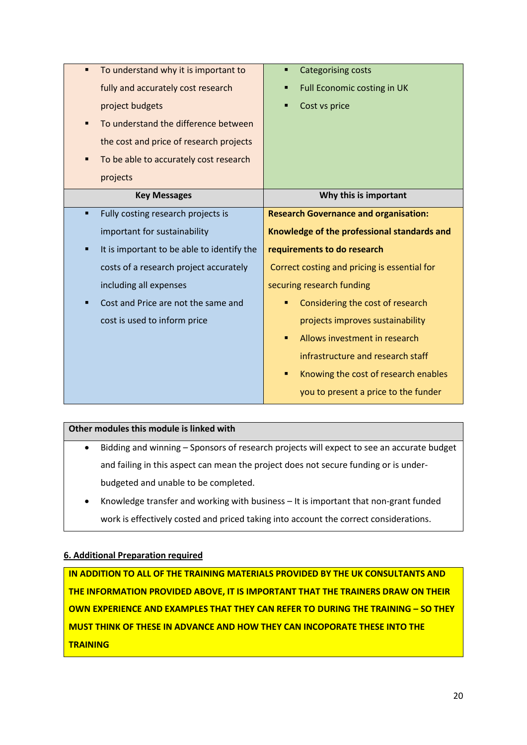| | |
|---|---|
| ▪ To understand why it is important to fully and accurately cost research project budgets<br>▪ To understand the difference between the cost and price of research projects<br>▪ To be able to accurately cost research projects | ▪ Categorising costs<br>▪ Full Economic costing in UK<br>▪ Cost vs price |
| **Key Messages** | **Why this is important** |
| ▪ Fully costing research projects is important for sustainability<br>▪ It is important to be able to identify the costs of a research project accurately including all expenses<br>▪ Cost and Price are not the same and cost is used to inform price | **Research Governance and organisation: Knowledge of the professional standards and requirements to do research**<br>Correct costing and pricing is essential for securing research funding<br>▪ Considering the cost of research projects improves sustainability<br>▪ Allows investment in research infrastructure and research staff<br>▪ Knowing the cost of research enables you to present a price to the funder |

| Other modules this module is linked with |
|---|
| • Bidding and winning – Sponsors of research projects will expect to see an accurate budget and failing in this aspect can mean the project does not secure funding or is under-budgeted and unable to be completed.<br>• Knowledge transfer and working with business – It is important that non-grant funded work is effectively costed and priced taking into account the correct considerations. |

## 6. Additional Preparation required

**IN ADDITION TO ALL OF THE TRAINING MATERIALS PROVIDED BY THE UK CONSULTANTS AND THE INFORMATION PROVIDED ABOVE, IT IS IMPORTANT THAT THE TRAINERS DRAW ON THEIR OWN EXPERIENCE AND EXAMPLES THAT THEY CAN REFER TO DURING THE TRAINING – SO THEY MUST THINK OF THESE IN ADVANCE AND HOW THEY CAN INCOPORATE THESE INTO THE TRAINING**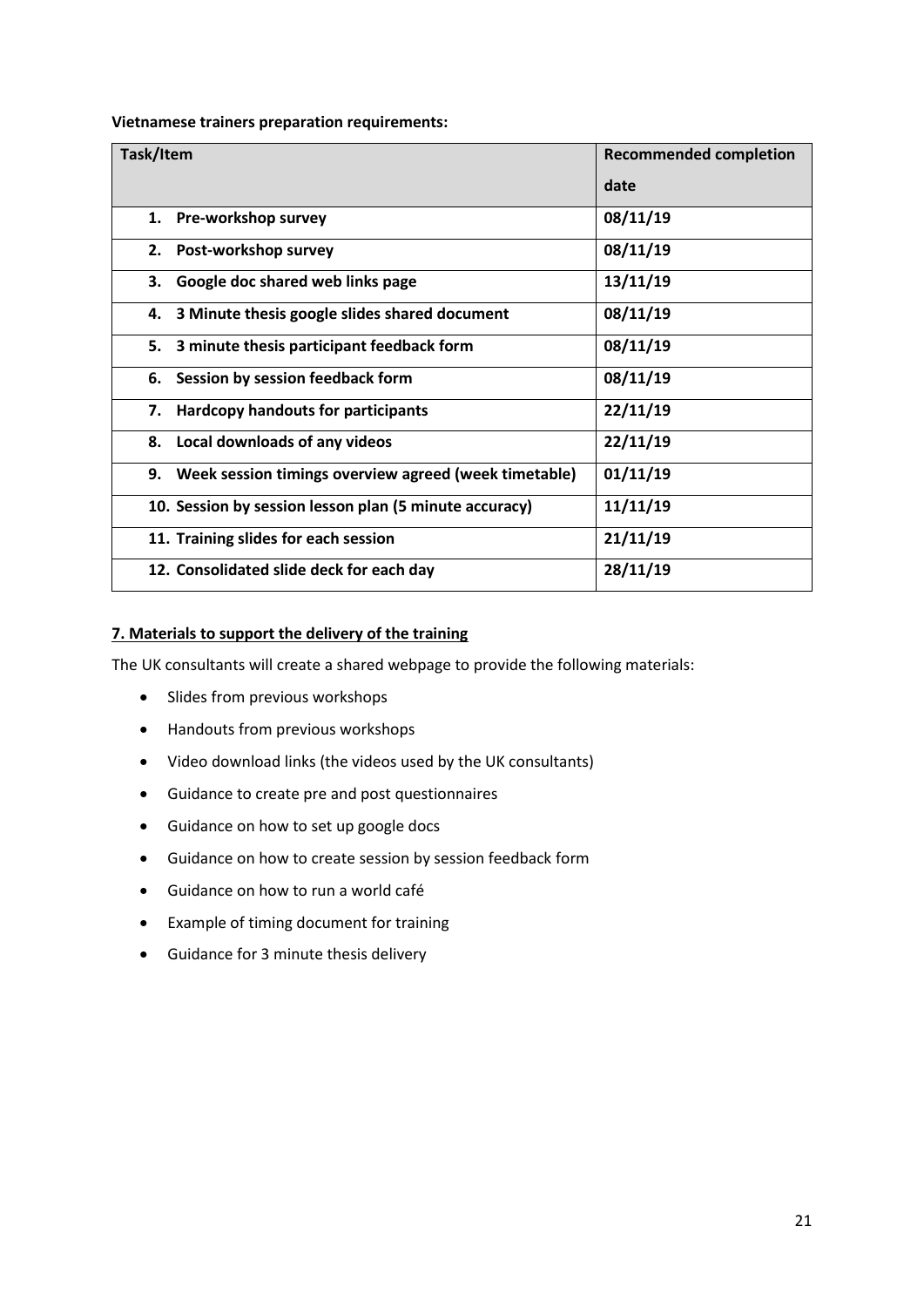**Vietnamese trainers preparation requirements:**

| Task/Item | Recommended completion date |
|---|---|
| **1. Pre-workshop survey** | **08/11/19** |
| **2. Post-workshop survey** | **08/11/19** |
| **3. Google doc shared web links page** | **13/11/19** |
| **4. 3 Minute thesis google slides shared document** | **08/11/19** |
| **5. 3 minute thesis participant feedback form** | **08/11/19** |
| **6. Session by session feedback form** | **08/11/19** |
| **7. Hardcopy handouts for participants** | **22/11/19** |
| **8. Local downloads of any videos** | **22/11/19** |
| **9. Week session timings overview agreed (week timetable)** | **01/11/19** |
| **10. Session by session lesson plan (5 minute accuracy)** | **11/11/19** |
| **11. Training slides for each session** | **21/11/19** |
| **12. Consolidated slide deck for each day** | **28/11/19** |

## 7. Materials to support the delivery of the training

The UK consultants will create a shared webpage to provide the following materials:

- Slides from previous workshops
- Handouts from previous workshops
- Video download links (the videos used by the UK consultants)
- Guidance to create pre and post questionnaires
- Guidance on how to set up google docs
- Guidance on how to create session by session feedback form
- Guidance on how to run a world café
- Example of timing document for training
- Guidance for 3 minute thesis delivery